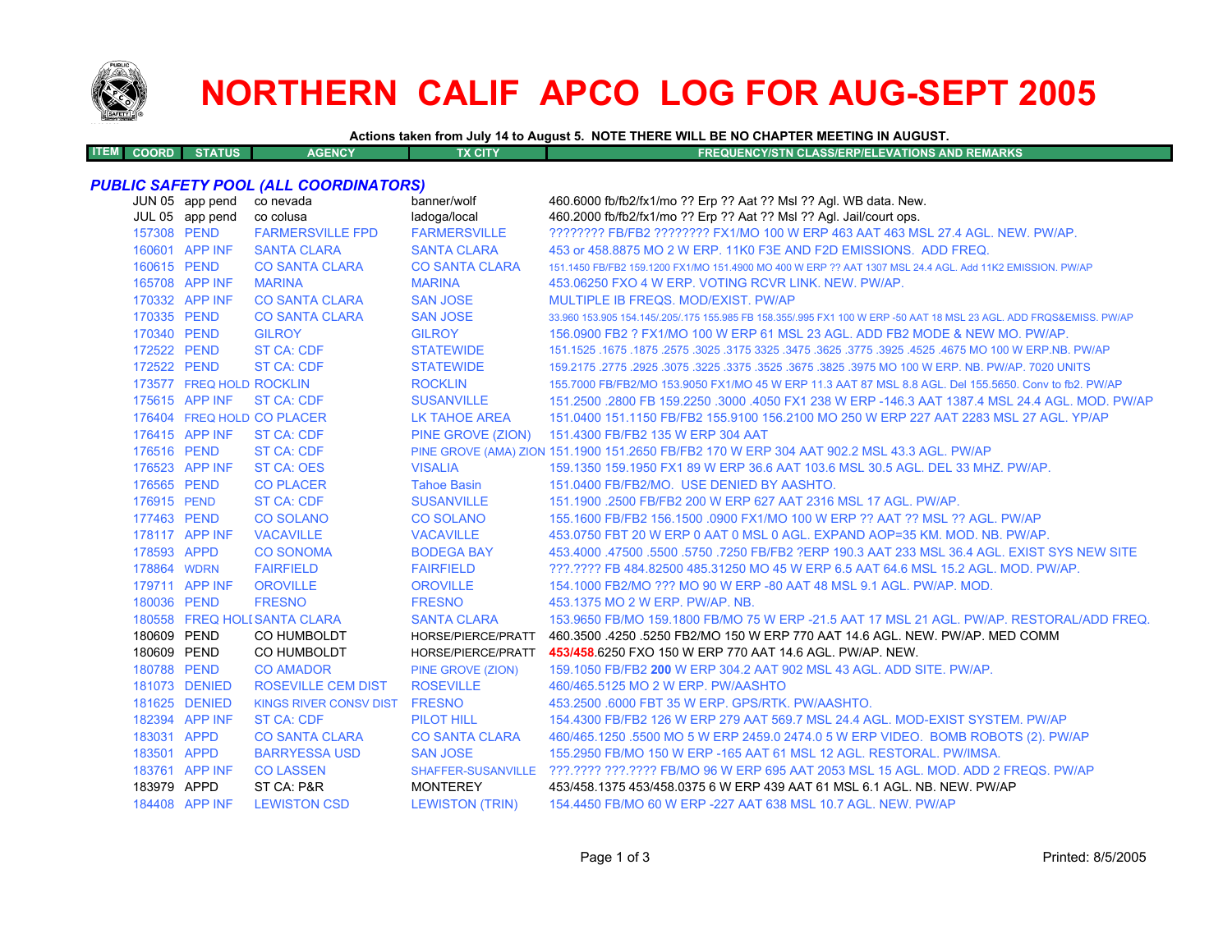# NORTHERN CALIF APCO LOG FOR AUG-SEPT 2005

**Actions taken from July 14 to August 5. NOTE THERE WILL BE NO CHAPTER MEETING IN AUGUST.**

| ITEM | COORD | STATUS | AGENCY | TX CITY | FREQUENCY/STN CLASS/ERP/ELEVATIONS AND REMARKS |
|---|---|---|---|---|---|
| ***PUBLIC SAFETY POOL (ALL COORDINATORS)*** | | | | | |
| | JUN 05 | app pend | co nevada | banner/wolf | 460.6000 fb/fb2/fx1/mo ?? Erp ?? Aat ?? Msl ?? Agl. WB data. New. |
| | JUL 05 | app pend | co colusa | ladoga/local | 460.2000 fb/fb2/fx1/mo ?? Erp ?? Aat ?? Msl ?? Agl. Jail/court ops. |
| | 157308 | PEND | FARMERSVILLE FPD | FARMERSVILLE | ???????? FB/FB2 ???????? FX1/MO 100 W ERP 463 AAT 463 MSL 27.4 AGL. NEW. PW/AP. |
| | 160601 | APP INF | SANTA CLARA | SANTA CLARA | 453 or 458.8875 MO 2 W ERP. 11K0 F3E AND F2D EMISSIONS. ADD FREQ. |
| | 160615 | PEND | CO SANTA CLARA | CO SANTA CLARA | 151.1450 FB/FB2 159.1200 FX1/MO 151.4900 MO 400 W ERP ?? AAT 1307 MSL 24.4 AGL. Add 11K2 EMISSION. PW/AP |
| | 165708 | APP INF | MARINA | MARINA | 453.06250 FXO 4 W ERP. VOTING RCVR LINK. NEW. PW/AP. |
| | 170332 | APP INF | CO SANTA CLARA | SAN JOSE | MULTIPLE IB FREQS. MOD/EXIST. PW/AP |
| | 170335 | PEND | CO SANTA CLARA | SAN JOSE | 33.960 153.905 154.145/.205/.175 155.985 FB 158.355/.995 FX1 100 W ERP -50 AAT 18 MSL 23 AGL. ADD FRQS&EMISS. PW/AP |
| | 170340 | PEND | GILROY | GILROY | 156.0900 FB2 ? FX1/MO 100 W ERP 61 MSL 23 AGL. ADD FB2 MODE & NEW MO. PW/AP. |
| | 172522 | PEND | ST CA: CDF | STATEWIDE | 151.1525 .1675 .1875 .2575 .3025 .3175 3325 .3475 .3625 .3775 .3925 .4525 .4675 MO 100 W ERP.NB. PW/AP |
| | 172522 | PEND | ST CA: CDF | STATEWIDE | 159.2175 .2775 .2925 .3075 .3225 .3375 .3525 .3675 .3825 .3975 MO 100 W ERP. NB. PW/AP. 7020 UNITS |
| | 173577 | FREQ HOLD | ROCKLIN | ROCKLIN | 155.7000 FB/FB2/MO 153.9050 FX1/MO 45 W ERP 11.3 AAT 87 MSL 8.8 AGL. Del 155.5650. Conv to fb2. PW/AP |
| | 175615 | APP INF | ST CA: CDF | SUSANVILLE | 151.2500 .2800 FB 159.2250 .3000 .4050 FX1 238 W ERP -146.3 AAT 1387.4 MSL 24.4 AGL. MOD. PW/AP |
| | 176404 | FREQ HOLD | CO PLACER | LK TAHOE AREA | 151.0400 151.1150 FB/FB2 155.9100 156.2100 MO 250 W ERP 227 AAT 2283 MSL 27 AGL. YP/AP |
| | 176415 | APP INF | ST CA: CDF | PINE GROVE (ZION) | 151.4300 FB/FB2 135 W ERP 304 AAT |
| | 176516 | PEND | ST CA: CDF | PINE GROVE (AMA) ZION | 151.1900 151.2650 FB/FB2 170 W ERP 304 AAT 902.2 MSL 43.3 AGL. PW/AP |
| | 176523 | APP INF | ST CA: OES | VISALIA | 159.1350 159.1950 FX1 89 W ERP 36.6 AAT 103.6 MSL 30.5 AGL. DEL 33 MHZ. PW/AP. |
| | 176565 | PEND | CO PLACER | Tahoe Basin | 151.0400 FB/FB2/MO. USE DENIED BY AASHTO. |
| | 176915 | PEND | ST CA: CDF | SUSANVILLE | 151.1900 .2500 FB/FB2 200 W ERP 627 AAT 2316 MSL 17 AGL. PW/AP. |
| | 177463 | PEND | CO SOLANO | CO SOLANO | 155.1600 FB/FB2 156.1500 .0900 FX1/MO 100 W ERP ?? AAT ?? MSL ?? AGL. PW/AP |
| | 178117 | APP INF | VACAVILLE | VACAVILLE | 453.0750 FBT 20 W ERP 0 AAT 0 MSL 0 AGL. EXPAND AOP=35 KM. MOD. NB. PW/AP. |
| | 178593 | APPD | CO SONOMA | BODEGA BAY | 453.4000 .47500 .5500 .5750 .7250 FB/FB2 ?ERP 190.3 AAT 233 MSL 36.4 AGL. EXIST SYS NEW SITE |
| | 178864 | WDRN | FAIRFIELD | FAIRFIELD | ???.???? FB 484.82500 485.31250 MO 45 W ERP 6.5 AAT 64.6 MSL 15.2 AGL. MOD. PW/AP. |
| | 179711 | APP INF | OROVILLE | OROVILLE | 154.1000 FB2/MO ??? MO 90 W ERP -80 AAT 48 MSL 9.1 AGL. PW/AP. MOD. |
| | 180036 | PEND | FRESNO | FRESNO | 453.1375 MO 2 W ERP. PW/AP. NB. |
| | 180558 | FREQ HOLD | SANTA CLARA | SANTA CLARA | 153.9650 FB/MO 159.1800 FB/MO 75 W ERP -21.5 AAT 17 MSL 21 AGL. PW/AP. RESTORAL/ADD FREQ. |
| | 180609 | PEND | CO HUMBOLDT | HORSE/PIERCE/PRATT | 460.3500 .4250 .5250 FB2/MO 150 W ERP 770 AAT 14.6 AGL. NEW. PW/AP. MED COMM |
| | 180609 | PEND | CO HUMBOLDT | HORSE/PIERCE/PRATT | 453/458.6250 FXO 150 W ERP 770 AAT 14.6 AGL. PW/AP. NEW. |
| | 180788 | PEND | CO AMADOR | PINE GROVE (ZION) | 159.1050 FB/FB2 **200** W ERP 304.2 AAT 902 MSL 43 AGL. ADD SITE. PW/AP. |
| | 181073 | DENIED | ROSEVILLE CEM DIST | ROSEVILLE | 460/465.5125 MO 2 W ERP. PW/AASHTO |
| | 181625 | DENIED | KINGS RIVER CONSV DIST | FRESNO | 453.2500 .6000 FBT 35 W ERP. GPS/RTK. PW/AASHTO. |
| | 182394 | APP INF | ST CA: CDF | PILOT HILL | 154.4300 FB/FB2 126 W ERP 279 AAT 569.7 MSL 24.4 AGL. MOD-EXIST SYSTEM. PW/AP |
| | 183031 | APPD | CO SANTA CLARA | CO SANTA CLARA | 460/465.1250 .5500 MO 5 W ERP 2459.0 2474.0 5 W ERP VIDEO. BOMB ROBOTS (2). PW/AP |
| | 183501 | APPD | BARRYESSA USD | SAN JOSE | 155.2950 FB/MO 150 W ERP -165 AAT 61 MSL 12 AGL. RESTORAL. PW/IMSA. |
| | 183761 | APP INF | CO LASSEN | SHAFFER-SUSANVILLE | ???.???? ???.???? FB/MO 96 W ERP 695 AAT 2053 MSL 15 AGL. MOD. ADD 2 FREQS. PW/AP |
| | 183979 | APPD | ST CA: P&R | MONTEREY | 453/458.1375 453/458.0375 6 W ERP 439 AAT 61 MSL 6.1 AGL. NB. NEW. PW/AP |
| | 184408 | APP INF | LEWISTON CSD | LEWISTON (TRIN) | 154.4450 FB/MO 60 W ERP -227 AAT 638 MSL 10.7 AGL. NEW. PW/AP |

Printed: 8/5/2005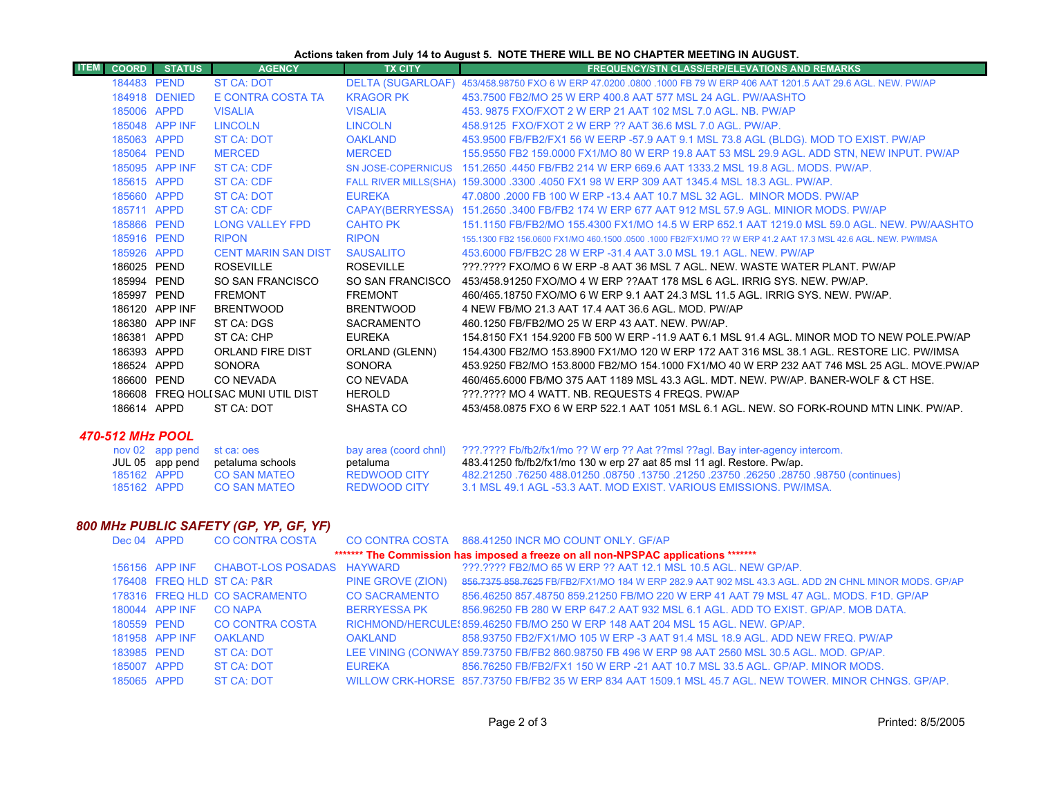**Actions taken from July 14 to August 5. NOTE THERE WILL BE NO CHAPTER MEETING IN AUGUST.**

| ITEM | COORD | STATUS | AGENCY | TX CITY | FREQUENCY/STN CLASS/ERP/ELEVATIONS AND REMARKS |
|---|---|---|---|---|---|
| | 184483 | PEND | ST CA: DOT | DELTA (SUGARLOAF) | 453/458.98750 FXO 6 W ERP 47.0200 .0800 .1000 FB 79 W ERP 406 AAT 1201.5 AAT 29.6 AGL. NEW. PW/AP |
| | 184918 | DENIED | E CONTRA COSTA TA | KRAGOR PK | 453.7500 FB2/MO 25 W ERP 400.8 AAT 577 MSL 24 AGL. PW/AASHTO |
| | 185006 | APPD | VISALIA | VISALIA | 453. 9875 FXO/FXOT 2 W ERP 21 AAT 102 MSL 7.0 AGL. NB. PW/AP |
| | 185048 | APP INF | LINCOLN | LINCOLN | 458.9125 FXO/FXOT 2 W ERP ?? AAT 36.6 MSL 7.0 AGL. PW/AP. |
| | 185063 | APPD | ST CA: DOT | OAKLAND | 453.9500 FB/FB2/FX1 56 W EERP -57.9 AAT 9.1 MSL 73.8 AGL (BLDG). MOD TO EXIST. PW/AP |
| | 185064 | PEND | MERCED | MERCED | 155.9550 FB2 159.0000 FX1/MO 80 W ERP 19.8 AAT 53 MSL 29.9 AGL. ADD STN, NEW INPUT. PW/AP |
| | 185095 | APP INF | ST CA: CDF | SN JOSE-COPERNICUS | 151.2650 .4450 FB/FB2 214 W ERP 669.6 AAT 1333.2 MSL 19.8 AGL. MODS. PW/AP. |
| | 185615 | APPD | ST CA: CDF | FALL RIVER MILLS(SHA) | 159.3000 .3300 .4050 FX1 98 W ERP 309 AAT 1345.4 MSL 18.3 AGL. PW/AP. |
| | 185660 | APPD | ST CA: DOT | EUREKA | 47.0800 .2000 FB 100 W ERP -13.4 AAT 10.7 MSL 32 AGL. MINOR MODS. PW/AP |
| | 185711 | APPD | ST CA: CDF | CAPAY(BERRYESSA) | 151.2650 .3400 FB/FB2 174 W ERP 677 AAT 912 MSL 57.9 AGL. MINIOR MODS. PW/AP |
| | 185866 | PEND | LONG VALLEY FPD | CAHTO PK | 151.1150 FB/FB2/MO 155.4300 FX1/MO 14.5 W ERP 652.1 AAT 1219.0 MSL 59.0 AGL. NEW. PW/AASHTO |
| | 185916 | PEND | RIPON | RIPON | 155.1300 FB2 156.0600 FX1/MO 460.1500 .0500 .1000 FB2/FX1/MO ?? W ERP 41.2 AAT 17.3 MSL 42.6 AGL. NEW. PW/IMSA |
| | 185926 | APPD | CENT MARIN SAN DIST | SAUSALITO | 453.6000 FB/FB2C 28 W ERP -31.4 AAT 3.0 MSL 19.1 AGL. NEW. PW/AP |
| | 186025 | PEND | ROSEVILLE | ROSEVILLE | ???.???? FXO/MO 6 W ERP -8 AAT 36 MSL 7 AGL. NEW. WASTE WATER PLANT. PW/AP |
| | 185994 | PEND | SO SAN FRANCISCO | SO SAN FRANCISCO | 453/458.91250 FXO/MO 4 W ERP ??AAT 178 MSL 6 AGL. IRRIG SYS. NEW. PW/AP. |
| | 185997 | PEND | FREMONT | FREMONT | 460/465.18750 FXO/MO 6 W ERP 9.1 AAT 24.3 MSL 11.5 AGL. IRRIG SYS. NEW. PW/AP. |
| | 186120 | APP INF | BRENTWOOD | BRENTWOOD | 4 NEW FB/MO 21.3 AAT 17.4 AAT 36.6 AGL. MOD. PW/AP |
| | 186380 | APP INF | ST CA: DGS | SACRAMENTO | 460.1250 FB/FB2/MO 25 W ERP 43 AAT. NEW. PW/AP. |
| | 186381 | APPD | ST CA: CHP | EUREKA | 154.8150 FX1 154.9200 FB 500 W ERP -11.9 AAT 6.1 MSL 91.4 AGL. MINOR MOD TO NEW POLE.PW/AP |
| | 186393 | APPD | ORLAND FIRE DIST | ORLAND (GLENN) | 154.4300 FB2/MO 153.8900 FX1/MO 120 W ERP 172 AAT 316 MSL 38.1 AGL. RESTORE LIC. PW/IMSA |
| | 186524 | APPD | SONORA | SONORA | 453.9250 FB2/MO 153.8000 FB2/MO 154.1000 FX1/MO 40 W ERP 232 AAT 746 MSL 25 AGL. MOVE.PW/AP |
| | 186600 | PEND | CO NEVADA | CO NEVADA | 460/465.6000 FB/MO 375 AAT 1189 MSL 43.3 AGL. MDT. NEW. PW/AP. BANER-WOLF & CT HSE. |
| | 186608 | FREQ HOLD | SAC MUNI UTIL DIST | HEROLD | ???.???? MO 4 WATT. NB. REQUESTS 4 FREQS. PW/AP |
| | 186614 | APPD | ST CA: DOT | SHASTA CO | 453/458.0875 FXO 6 W ERP 522.1 AAT 1051 MSL 6.1 AGL. NEW. SO FORK-ROUND MTN LINK. PW/AP. |

## *470-512 MHz POOL*

| ITEM | COORD | STATUS | AGENCY | TX CITY | FREQUENCY/STN CLASS/ERP/ELEVATIONS AND REMARKS |
|---|---|---|---|---|---|
| | nov 02 | app pend | st ca: oes | bay area (coord chnl) | ???.???? Fb/fb2/fx1/mo ?? W erp ?? Aat ??msl ??agl. Bay inter-agency intercom. |
| | JUL 05 | app pend | petaluma schools | petaluma | 483.41250 fb/fb2/fx1/mo 130 w erp 27 aat 85 msl 11 agl. Restore. Pw/ap. |
| | 185162 | APPD | CO SAN MATEO | REDWOOD CITY | 482.21250 .76250 488.01250 .08750 .13750 .21250 .23750 .26250 .28750 .98750 (continues) |
| | 185162 | APPD | CO SAN MATEO | REDWOOD CITY | 3.1 MSL 49.1 AGL -53.3 AAT. MOD EXIST. VARIOUS EMISSIONS. PW/IMSA. |

## *800 MHz PUBLIC SAFETY (GP, YP, GF, YF)*

| ITEM | COORD | STATUS | AGENCY | TX CITY | FREQUENCY/STN CLASS/ERP/ELEVATIONS AND REMARKS |
|---|---|---|---|---|---|
| | Dec 04 | APPD | CO CONTRA COSTA | CO CONTRA COSTA | 868.41250 INCR MO COUNT ONLY. GF/AP |
| | | | | | ******* The Commission has imposed a freeze on all non-NPSPAC applications ******* |
| | 156156 | APP INF | CHABOT-LOS POSADAS | HAYWARD | ???.???? FB2/MO 65 W ERP ?? AAT 12.1 MSL 10.5 AGL. NEW GP/AP. |
| | 176408 | FREQ HLD | ST CA: P&R | PINE GROVE (ZION) | ~~856.7375 858.7625~~ FB/FB2/FX1/MO 184 W ERP 282.9 AAT 902 MSL 43.3 AGL. ADD 2N CHNL MINOR MODS. GP/AP |
| | 178316 | FREQ HLD | CO SACRAMENTO | CO SACRAMENTO | 856.46250 857.48750 859.21250 FB/MO 220 W ERP 41 AAT 79 MSL 47 AGL. MODS. F1D. GP/AP |
| | 180044 | APP INF | CO NAPA | BERRYESSA PK | 856.96250 FB 280 W ERP 647.2 AAT 932 MSL 6.1 AGL. ADD TO EXIST. GP/AP. MOB DATA. |
| | 180559 | PEND | CO CONTRA COSTA | RICHMOND/HERCULES | 859.46250 FB/MO 250 W ERP 148 AAT 204 MSL 15 AGL. NEW. GP/AP. |
| | 181958 | APP INF | OAKLAND | OAKLAND | 858.93750 FB2/FX1/MO 105 W ERP -3 AAT 91.4 MSL 18.9 AGL. ADD NEW FREQ. PW/AP |
| | 183985 | PEND | ST CA: DOT | LEE VINING (CONWAY | 859.73750 FB/FB2 860.98750 FB 496 W ERP 98 AAT 2560 MSL 30.5 AGL. MOD. GP/AP. |
| | 185007 | APPD | ST CA: DOT | EUREKA | 856.76250 FB/FB2/FX1 150 W ERP -21 AAT 10.7 MSL 33.5 AGL. GP/AP. MINOR MODS. |
| | 185065 | APPD | ST CA: DOT | WILLOW CRK-HORSE | 857.73750 FB/FB2 35 W ERP 834 AAT 1509.1 MSL 45.7 AGL. NEW TOWER. MINOR CHNGS. GP/AP. |

Printed: 8/5/2005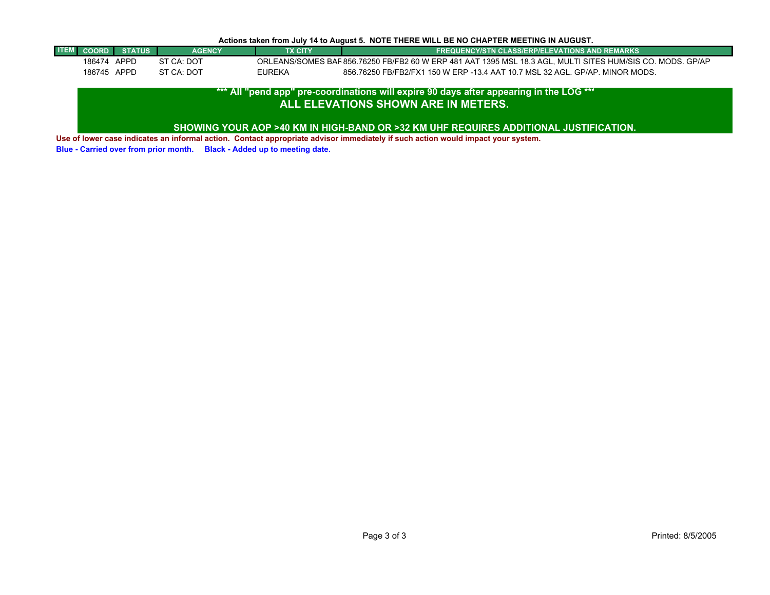**Actions taken from July 14 to August 5. NOTE THERE WILL BE NO CHAPTER MEETING IN AUGUST.**

| ITEM | COORD | STATUS | AGENCY | TX CITY | FREQUENCY/STN CLASS/ERP/ELEVATIONS AND REMARKS |
|---|---|---|---|---|---|
| | 186474 | APPD | ST CA: DOT | ORLEANS/SOMES BAR | 856.76250 FB/FB2 60 W ERP 481 AAT 1395 MSL 18.3 AGL, MULTI SITES HUM/SIS CO. MODS. GP/AP |
| | 186745 | APPD | ST CA: DOT | EUREKA | 856.76250 FB/FB2/FX1 150 W ERP -13.4 AAT 10.7 MSL 32 AGL. GP/AP. MINOR MODS. |

**\*\*\* All "pend app" pre-coordinations will expire 90 days after appearing in the LOG \*\*\***

**ALL ELEVATIONS SHOWN ARE IN METERS.**

**SHOWING YOUR AOP >40 KM IN HIGH-BAND OR >32 KM UHF REQUIRES ADDITIONAL JUSTIFICATION.**

**Use of lower case indicates an informal action. Contact appropriate advisor immediately if such action would impact your system.**

**Blue - Carried over from prior month. Black - Added up to meeting date.**

Printed: 8/5/2005